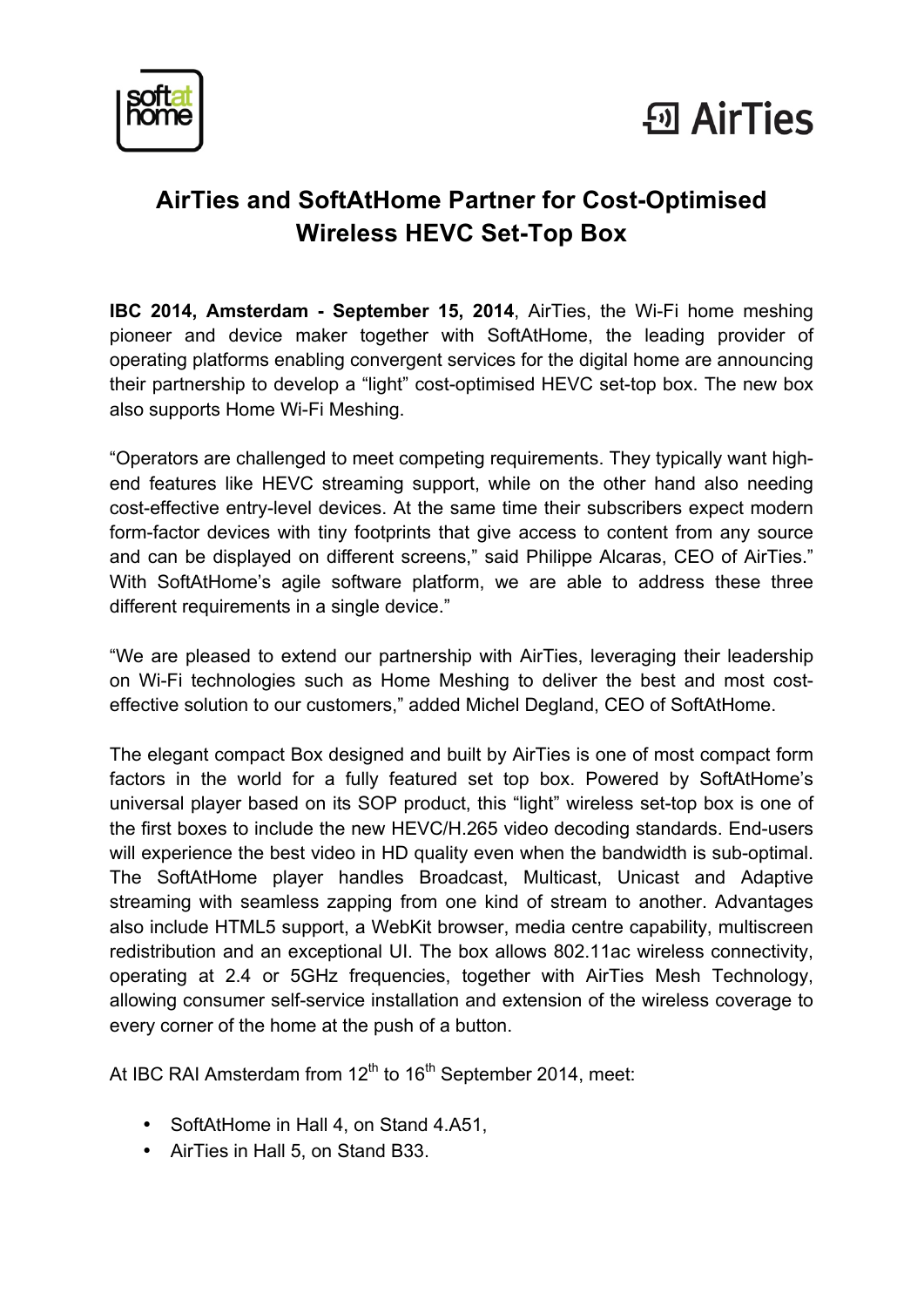# AirTies and SoftAtHome Partner for Cost-Optimised Wireless HEVC Set-Top Box

**IBC 2014, Amsterdam - September 15, 2014**, AirTies, the Wi-Fi home meshing pioneer and device maker together with SoftAtHome, the leading provider of operating platforms enabling convergent services for the digital home are announcing their partnership to develop a "light" cost-optimised HEVC set-top box. The new box also supports Home Wi-Fi Meshing.

"Operators are challenged to meet competing requirements. They typically want high-end features like HEVC streaming support, while on the other hand also needing cost-effective entry-level devices. At the same time their subscribers expect modern form-factor devices with tiny footprints that give access to content from any source and can be displayed on different screens," said Philippe Alcaras, CEO of AirTies." With SoftAtHome's agile software platform, we are able to address these three different requirements in a single device."

"We are pleased to extend our partnership with AirTies, leveraging their leadership on Wi-Fi technologies such as Home Meshing to deliver the best and most cost-effective solution to our customers," added Michel Degland, CEO of SoftAtHome.

The elegant compact Box designed and built by AirTies is one of most compact form factors in the world for a fully featured set top box. Powered by SoftAtHome's universal player based on its SOP product, this "light" wireless set-top box is one of the first boxes to include the new HEVC/H.265 video decoding standards. End-users will experience the best video in HD quality even when the bandwidth is sub-optimal. The SoftAtHome player handles Broadcast, Multicast, Unicast and Adaptive streaming with seamless zapping from one kind of stream to another. Advantages also include HTML5 support, a WebKit browser, media centre capability, multiscreen redistribution and an exceptional UI. The box allows 802.11ac wireless connectivity, operating at 2.4 or 5GHz frequencies, together with AirTies Mesh Technology, allowing consumer self-service installation and extension of the wireless coverage to every corner of the home at the push of a button.

At IBC RAI Amsterdam from 12th to 16th September 2014, meet:

- SoftAtHome in Hall 4, on Stand 4.A51,
- AirTies in Hall 5, on Stand B33.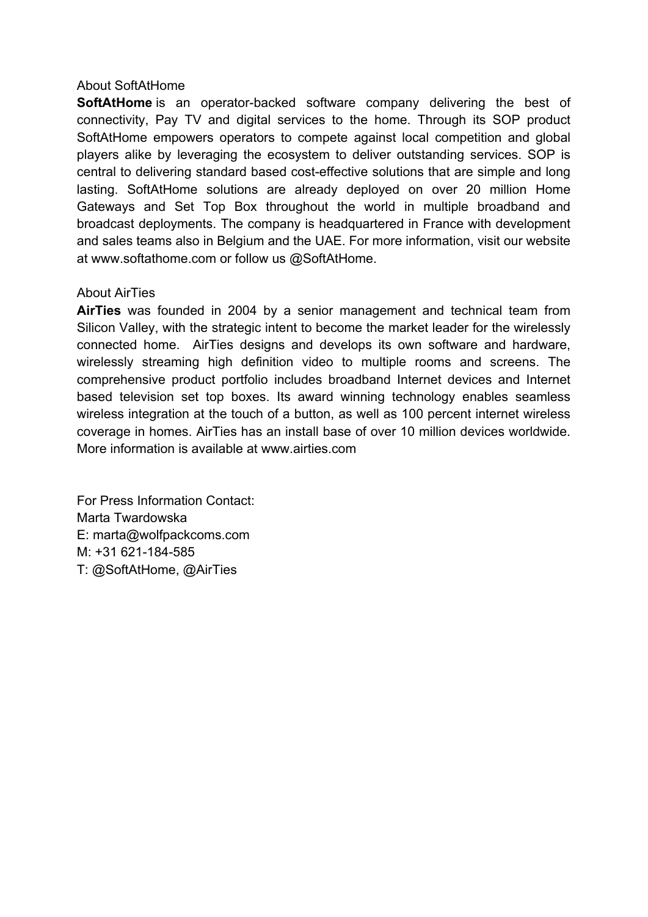About SoftAtHome

**SoftAtHome** is an operator-backed software company delivering the best of connectivity, Pay TV and digital services to the home. Through its SOP product SoftAtHome empowers operators to compete against local competition and global players alike by leveraging the ecosystem to deliver outstanding services. SOP is central to delivering standard based cost-effective solutions that are simple and long lasting. SoftAtHome solutions are already deployed on over 20 million Home Gateways and Set Top Box throughout the world in multiple broadband and broadcast deployments. The company is headquartered in France with development and sales teams also in Belgium and the UAE. For more information, visit our website at www.softathome.com or follow us @SoftAtHome.

About AirTies

**AirTies** was founded in 2004 by a senior management and technical team from Silicon Valley, with the strategic intent to become the market leader for the wirelessly connected home. AirTies designs and develops its own software and hardware, wirelessly streaming high definition video to multiple rooms and screens. The comprehensive product portfolio includes broadband Internet devices and Internet based television set top boxes. Its award winning technology enables seamless wireless integration at the touch of a button, as well as 100 percent internet wireless coverage in homes. AirTies has an install base of over 10 million devices worldwide. More information is available at www.airties.com

For Press Information Contact:
Marta Twardowska
E: marta@wolfpackcoms.com
M: +31 621-184-585
T: @SoftAtHome, @AirTies